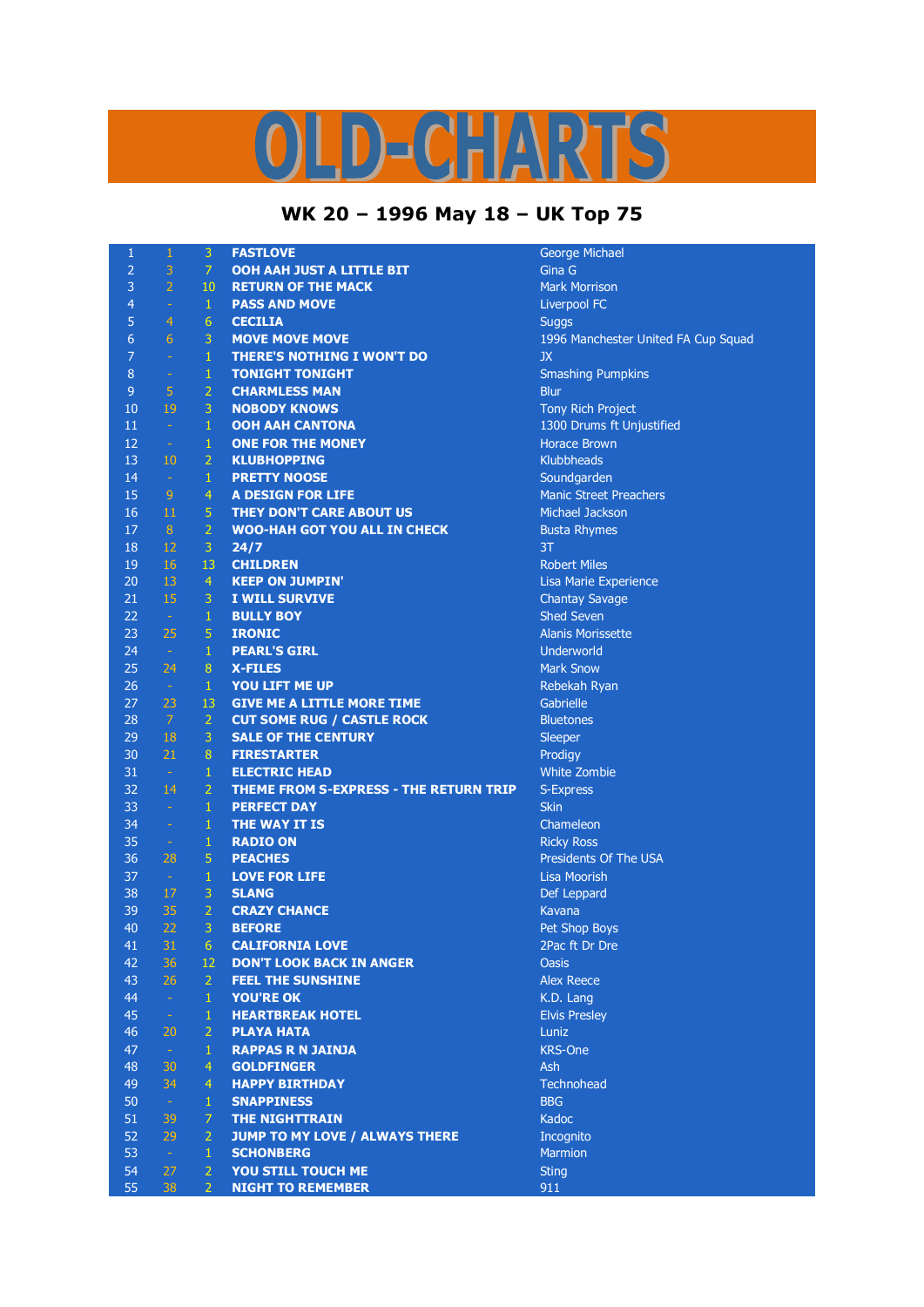# OLD-CHARTS

## WK 20 – 1996 May 18 – UK Top 75

| | | | | |
|---|---|---|---|---|
| 1 | 1 | 3 | FASTLOVE | George Michael |
| 2 | 3 | 7 | OOH AAH JUST A LITTLE BIT | Gina G |
| 3 | 2 | 10 | RETURN OF THE MACK | Mark Morrison |
| 4 | - | 1 | PASS AND MOVE | Liverpool FC |
| 5 | 4 | 6 | CECILIA | Suggs |
| 6 | 6 | 3 | MOVE MOVE MOVE | 1996 Manchester United FA Cup Squad |
| 7 | - | 1 | THERE'S NOTHING I WON'T DO | JX |
| 8 | - | 1 | TONIGHT TONIGHT | Smashing Pumpkins |
| 9 | 5 | 2 | CHARMLESS MAN | Blur |
| 10 | 19 | 3 | NOBODY KNOWS | Tony Rich Project |
| 11 | - | 1 | OOH AAH CANTONA | 1300 Drums ft Unjustified |
| 12 | - | 1 | ONE FOR THE MONEY | Horace Brown |
| 13 | 10 | 2 | KLUBHOPPING | Klubbheads |
| 14 | - | 1 | PRETTY NOOSE | Soundgarden |
| 15 | 9 | 4 | A DESIGN FOR LIFE | Manic Street Preachers |
| 16 | 11 | 5 | THEY DON'T CARE ABOUT US | Michael Jackson |
| 17 | 8 | 2 | WOO-HAH GOT YOU ALL IN CHECK | Busta Rhymes |
| 18 | 12 | 3 | 24/7 | 3T |
| 19 | 16 | 13 | CHILDREN | Robert Miles |
| 20 | 13 | 4 | KEEP ON JUMPIN' | Lisa Marie Experience |
| 21 | 15 | 3 | I WILL SURVIVE | Chantay Savage |
| 22 | - | 1 | BULLY BOY | Shed Seven |
| 23 | 25 | 5 | IRONIC | Alanis Morissette |
| 24 | - | 1 | PEARL'S GIRL | Underworld |
| 25 | 24 | 8 | X-FILES | Mark Snow |
| 26 | - | 1 | YOU LIFT ME UP | Rebekah Ryan |
| 27 | 23 | 13 | GIVE ME A LITTLE MORE TIME | Gabrielle |
| 28 | 7 | 2 | CUT SOME RUG / CASTLE ROCK | Bluetones |
| 29 | 18 | 3 | SALE OF THE CENTURY | Sleeper |
| 30 | 21 | 8 | FIRESTARTER | Prodigy |
| 31 | - | 1 | ELECTRIC HEAD | White Zombie |
| 32 | 14 | 2 | THEME FROM S-EXPRESS - THE RETURN TRIP | S-Express |
| 33 | - | 1 | PERFECT DAY | Skin |
| 34 | - | 1 | THE WAY IT IS | Chameleon |
| 35 | - | 1 | RADIO ON | Ricky Ross |
| 36 | 28 | 5 | PEACHES | Presidents Of The USA |
| 37 | - | 1 | LOVE FOR LIFE | Lisa Moorish |
| 38 | 17 | 3 | SLANG | Def Leppard |
| 39 | 35 | 2 | CRAZY CHANCE | Kavana |
| 40 | 22 | 3 | BEFORE | Pet Shop Boys |
| 41 | 31 | 6 | CALIFORNIA LOVE | 2Pac ft Dr Dre |
| 42 | 36 | 12 | DON'T LOOK BACK IN ANGER | Oasis |
| 43 | 26 | 2 | FEEL THE SUNSHINE | Alex Reece |
| 44 | - | 1 | YOU'RE OK | K.D. Lang |
| 45 | - | 1 | HEARTBREAK HOTEL | Elvis Presley |
| 46 | 20 | 2 | PLAYA HATA | Luniz |
| 47 | - | 1 | RAPPAS R N JAINJA | KRS-One |
| 48 | 30 | 4 | GOLDFINGER | Ash |
| 49 | 34 | 4 | HAPPY BIRTHDAY | Technohead |
| 50 | - | 1 | SNAPPINESS | BBG |
| 51 | 39 | 7 | THE NIGHTTRAIN | Kadoc |
| 52 | 29 | 2 | JUMP TO MY LOVE / ALWAYS THERE | Incognito |
| 53 | - | 1 | SCHONBERG | Marmion |
| 54 | 27 | 2 | YOU STILL TOUCH ME | Sting |
| 55 | 38 | 2 | NIGHT TO REMEMBER | 911 |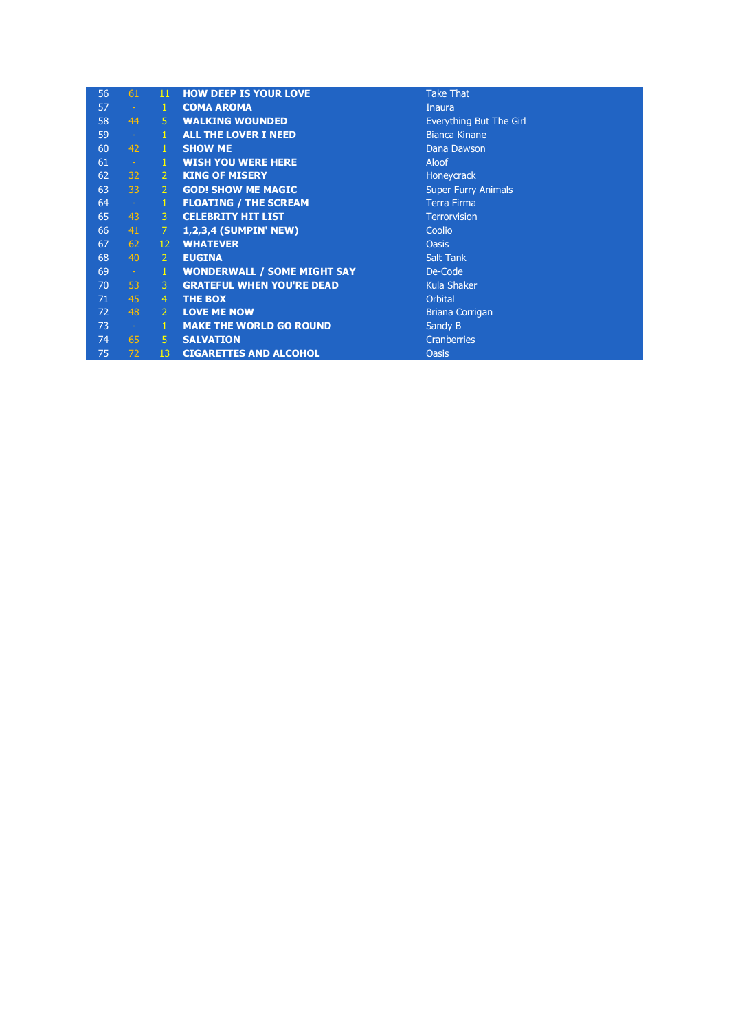| | | | | |
|---|---|---|---|---|
| 56 | 61 | 11 | **HOW DEEP IS YOUR LOVE** | Take That |
| 57 | - | 1 | **COMA AROMA** | Inaura |
| 58 | 44 | 5 | **WALKING WOUNDED** | Everything But The Girl |
| 59 | - | 1 | **ALL THE LOVER I NEED** | Bianca Kinane |
| 60 | 42 | 1 | **SHOW ME** | Dana Dawson |
| 61 | - | 1 | **WISH YOU WERE HERE** | Aloof |
| 62 | 32 | 2 | **KING OF MISERY** | Honeycrack |
| 63 | 33 | 2 | **GOD! SHOW ME MAGIC** | Super Furry Animals |
| 64 | - | 1 | **FLOATING / THE SCREAM** | Terra Firma |
| 65 | 43 | 3 | **CELEBRITY HIT LIST** | Terrorvision |
| 66 | 41 | 7 | **1,2,3,4 (SUMPIN' NEW)** | Coolio |
| 67 | 62 | 12 | **WHATEVER** | Oasis |
| 68 | 40 | 2 | **EUGINA** | Salt Tank |
| 69 | - | 1 | **WONDERWALL / SOME MIGHT SAY** | De-Code |
| 70 | 53 | 3 | **GRATEFUL WHEN YOU'RE DEAD** | Kula Shaker |
| 71 | 45 | 4 | **THE BOX** | Orbital |
| 72 | 48 | 2 | **LOVE ME NOW** | Briana Corrigan |
| 73 | - | 1 | **MAKE THE WORLD GO ROUND** | Sandy B |
| 74 | 65 | 5 | **SALVATION** | Cranberries |
| 75 | 72 | 13 | **CIGARETTES AND ALCOHOL** | Oasis |